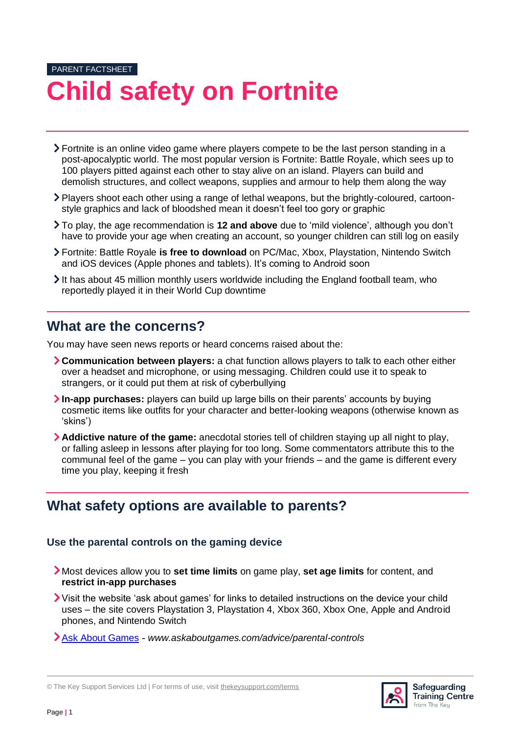PARENT FACTSHEET

# Child safety on Fortnite

- Fortnite is an online video game where players compete to be the last person standing in a post-apocalyptic world. The most popular version is Fortnite: Battle Royale, which sees up to 100 players pitted against each other to stay alive on an island. Players can build and demolish structures, and collect weapons, supplies and armour to help them along the way
- Players shoot each other using a range of lethal weapons, but the brightly-coloured, cartoon-style graphics and lack of bloodshed mean it doesn't feel too gory or graphic
- To play, the age recommendation is **12 and above** due to 'mild violence', although you don't have to provide your age when creating an account, so younger children can still log on easily
- Fortnite: Battle Royale **is free to download** on PC/Mac, Xbox, Playstation, Nintendo Switch and iOS devices (Apple phones and tablets). It's coming to Android soon
- It has about 45 million monthly users worldwide including the England football team, who reportedly played it in their World Cup downtime

## What are the concerns?

You may have seen news reports or heard concerns raised about the:

- **Communication between players:** a chat function allows players to talk to each other either over a headset and microphone, or using messaging. Children could use it to speak to strangers, or it could put them at risk of cyberbullying
- **In-app purchases:** players can build up large bills on their parents' accounts by buying cosmetic items like outfits for your character and better-looking weapons (otherwise known as 'skins')
- **Addictive nature of the game:** anecdotal stories tell of children staying up all night to play, or falling asleep in lessons after playing for too long. Some commentators attribute this to the communal feel of the game – you can play with your friends – and the game is different every time you play, keeping it fresh

## What safety options are available to parents?

### Use the parental controls on the gaming device

- Most devices allow you to **set time limits** on game play, **set age limits** for content, and **restrict in-app purchases**
- Visit the website 'ask about games' for links to detailed instructions on the device your child uses – the site covers Playstation 3, Playstation 4, Xbox 360, Xbox One, Apple and Android phones, and Nintendo Switch
- Ask About Games - *www.askaboutgames.com/advice/parental-controls*

© The Key Support Services Ltd | For terms of use, visit thekeysupport.com/terms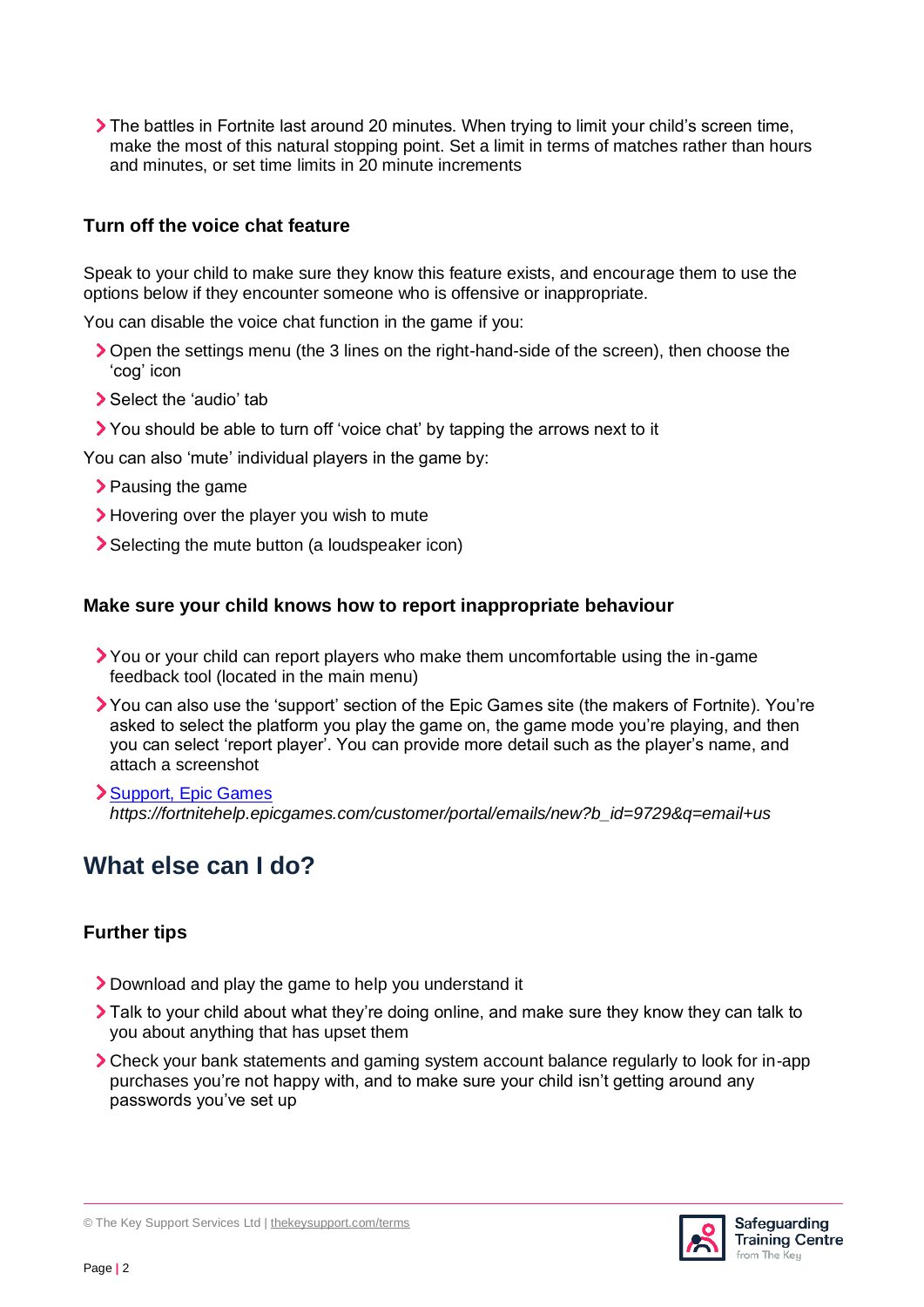- The battles in Fortnite last around 20 minutes. When trying to limit your child's screen time, make the most of this natural stopping point. Set a limit in terms of matches rather than hours and minutes, or set time limits in 20 minute increments

### Turn off the voice chat feature

Speak to your child to make sure they know this feature exists, and encourage them to use the options below if they encounter someone who is offensive or inappropriate.

You can disable the voice chat function in the game if you:

- Open the settings menu (the 3 lines on the right-hand-side of the screen), then choose the 'cog' icon
- Select the 'audio' tab
- You should be able to turn off 'voice chat' by tapping the arrows next to it

You can also 'mute' individual players in the game by:

- Pausing the game
- Hovering over the player you wish to mute
- Selecting the mute button (a loudspeaker icon)

### Make sure your child knows how to report inappropriate behaviour

- You or your child can report players who make them uncomfortable using the in-game feedback tool (located in the main menu)
- You can also use the 'support' section of the Epic Games site (the makers of Fortnite). You're asked to select the platform you play the game on, the game mode you're playing, and then you can select 'report player'. You can provide more detail such as the player's name, and attach a screenshot
- [Support, Epic Games](https://fortnitehelp.epicgames.com/customer/portal/emails/new?b_id=9729&q=email+us)
  *https://fortnitehelp.epicgames.com/customer/portal/emails/new?b_id=9729&q=email+us*

## What else can I do?

### Further tips

- Download and play the game to help you understand it
- Talk to your child about what they're doing online, and make sure they know they can talk to you about anything that has upset them
- Check your bank statements and gaming system account balance regularly to look for in-app purchases you're not happy with, and to make sure your child isn't getting around any passwords you've set up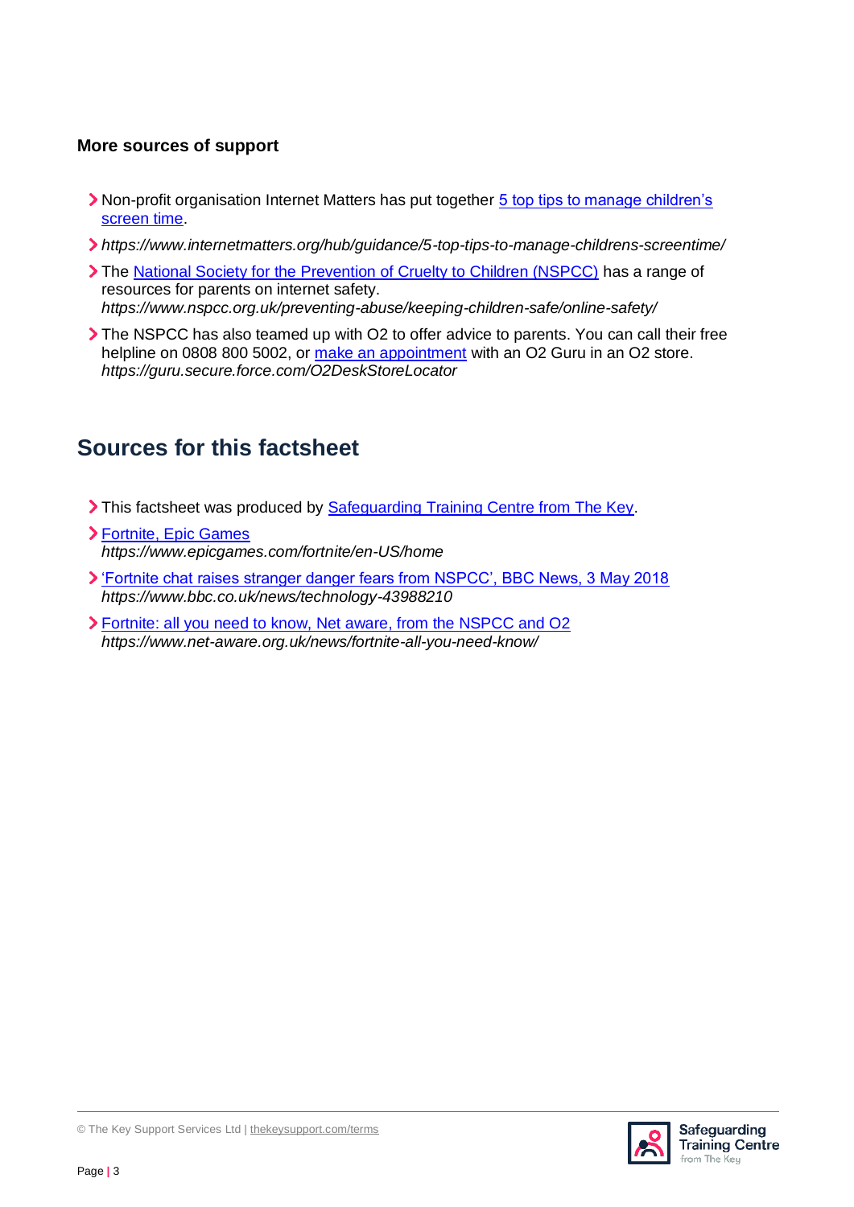**More sources of support**

- Non-profit organisation Internet Matters has put together [5 top tips to manage children's screen time](https://www.internetmatters.org/hub/guidance/5-top-tips-to-manage-childrens-screentime/).
- *https://www.internetmatters.org/hub/guidance/5-top-tips-to-manage-childrens-screentime/*
- The [National Society for the Prevention of Cruelty to Children (NSPCC)](https://www.nspcc.org.uk/preventing-abuse/keeping-children-safe/online-safety/) has a range of resources for parents on internet safety.
  *https://www.nspcc.org.uk/preventing-abuse/keeping-children-safe/online-safety/*
- The NSPCC has also teamed up with O2 to offer advice to parents. You can call their free helpline on 0808 800 5002, or [make an appointment](https://guru.secure.force.com/O2DeskStoreLocator) with an O2 Guru in an O2 store.
  *https://guru.secure.force.com/O2DeskStoreLocator*

## Sources for this factsheet

- This factsheet was produced by Safeguarding Training Centre from The Key.
- [Fortnite, Epic Games](https://www.epicgames.com/fortnite/en-US/home)
  *https://www.epicgames.com/fortnite/en-US/home*
- ['Fortnite chat raises stranger danger fears from NSPCC', BBC News, 3 May 2018](https://www.bbc.co.uk/news/technology-43988210)
  *https://www.bbc.co.uk/news/technology-43988210*
- [Fortnite: all you need to know, Net aware, from the NSPCC and O2](https://www.net-aware.org.uk/news/fortnite-all-you-need-know/)
  *https://www.net-aware.org.uk/news/fortnite-all-you-need-know/*

© The Key Support Services Ltd | thekeysupport.com/terms